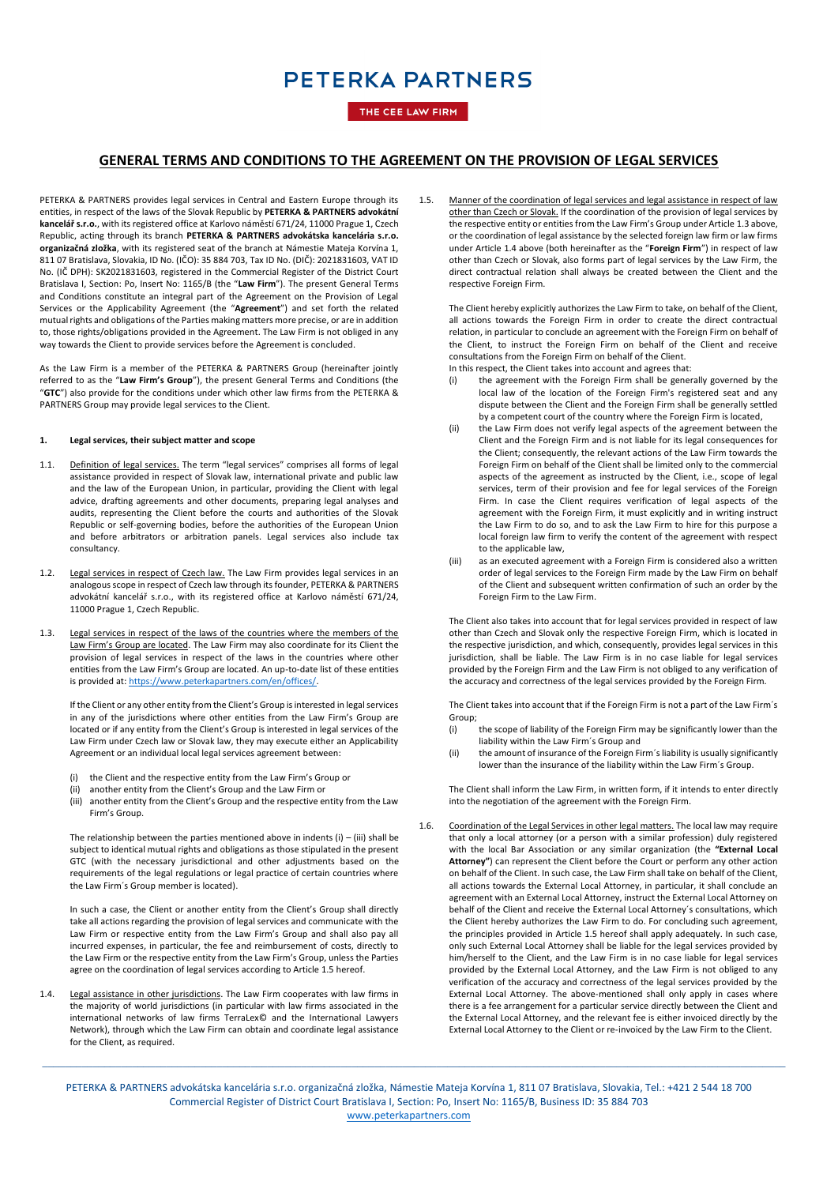# PETERKA PARTNERS

THE CEE LAW FIRM

## GENERAL TERMS AND CONDITIONS TO THE AGREEMENT ON THE PROVISION OF LEGAL SERVICES

PETERKA & PARTNERS provides legal services in Central and Eastern Europe through its entities, in respect of the laws of the Slovak Republic by **PETERKA & PARTNERS advokátní kancelář s.r.o.**, with its registered office at Karlovo náměstí 671/24, 11000 Prague 1, Czech Republic, acting through its branch **PETERKA & PARTNERS advokátska kancelária s.r.o. organizačná zložka**, with its registered seat of the branch at Námestie Mateja Korvína 1, 811 07 Bratislava, Slovakia, ID No. (IČO): 35 884 703, Tax ID No. (DIČ): 2021831603, VAT ID No. (IČ DPH): SK2021831603, registered in the Commercial Register of the District Court Bratislava I, Section: Po, Insert No: 1165/B (the "**Law Firm**"). The present General Terms and Conditions constitute an integral part of the Agreement on the Provision of Legal Services or the Applicability Agreement (the "**Agreement**") and set forth the related mutual rights and obligations of the Parties making matters more precise, or are in addition to, those rights/obligations provided in the Agreement. The Law Firm is not obliged in any way towards the Client to provide services before the Agreement is concluded.

As the Law Firm is a member of the PETERKA & PARTNERS Group (hereinafter jointly referred to as the "**Law Firm's Group**"), the present General Terms and Conditions (the "**GTC**") also provide for the conditions under which other law firms from the PETERKA & PARTNERS Group may provide legal services to the Client.

### 1. Legal services, their subject matter and scope

1.1. Definition of legal services. The term "legal services" comprises all forms of legal assistance provided in respect of Slovak law, international private and public law and the law of the European Union, in particular, providing the Client with legal advice, drafting agreements and other documents, preparing legal analyses and audits, representing the Client before the courts and authorities of the Slovak Republic or self-governing bodies, before the authorities of the European Union and before arbitrators or arbitration panels. Legal services also include tax consultancy.

1.2. Legal services in respect of Czech law. The Law Firm provides legal services in an analogous scope in respect of Czech law through its founder, PETERKA & PARTNERS advokátní kancelář s.r.o., with its registered office at Karlovo náměstí 671/24, 11000 Prague 1, Czech Republic.

1.3. Legal services in respect of the laws of the countries where the members of the Law Firm's Group are located. The Law Firm may also coordinate for its Client the provision of legal services in respect of the laws in the countries where other entities from the Law Firm's Group are located. An up-to-date list of these entities is provided at: https://www.peterkapartners.com/en/offices/.

If the Client or any other entity from the Client's Group is interested in legal services in any of the jurisdictions where other entities from the Law Firm's Group are located or if any entity from the Client's Group is interested in legal services of the Law Firm under Czech law or Slovak law, they may execute either an Applicability Agreement or an individual local legal services agreement between:

(i) the Client and the respective entity from the Law Firm's Group or
(ii) another entity from the Client's Group and the Law Firm or
(iii) another entity from the Client's Group and the respective entity from the Law Firm's Group.

The relationship between the parties mentioned above in indents (i) – (iii) shall be subject to identical mutual rights and obligations as those stipulated in the present GTC (with the necessary jurisdictional and other adjustments based on the requirements of the legal regulations or legal practice of certain countries where the Law Firm´s Group member is located).

In such a case, the Client or another entity from the Client's Group shall directly take all actions regarding the provision of legal services and communicate with the Law Firm or respective entity from the Law Firm's Group and shall also pay all incurred expenses, in particular, the fee and reimbursement of costs, directly to the Law Firm or the respective entity from the Law Firm's Group, unless the Parties agree on the coordination of legal services according to Article 1.5 hereof.

1.4. Legal assistance in other jurisdictions. The Law Firm cooperates with law firms in the majority of world jurisdictions (in particular with law firms associated in the international networks of law firms TerraLex© and the International Lawyers Network), through which the Law Firm can obtain and coordinate legal assistance for the Client, as required.

1.5. Manner of the coordination of legal services and legal assistance in respect of law other than Czech or Slovak. If the coordination of the provision of legal services by the respective entity or entities from the Law Firm's Group under Article 1.3 above, or the coordination of legal assistance by the selected foreign law firm or law firms under Article 1.4 above (both hereinafter as the "**Foreign Firm**") in respect of law other than Czech or Slovak, also forms part of legal services by the Law Firm, the direct contractual relation shall always be created between the Client and the respective Foreign Firm.

The Client hereby explicitly authorizes the Law Firm to take, on behalf of the Client, all actions towards the Foreign Firm in order to create the direct contractual relation, in particular to conclude an agreement with the Foreign Firm on behalf of the Client, to instruct the Foreign Firm on behalf of the Client and receive consultations from the Foreign Firm on behalf of the Client.

In this respect, the Client takes into account and agrees that:

(i) the agreement with the Foreign Firm shall be generally governed by the local law of the location of the Foreign Firm's registered seat and any dispute between the Client and the Foreign Firm shall be generally settled by a competent court of the country where the Foreign Firm is located,
(ii) the Law Firm does not verify legal aspects of the agreement between the Client and the Foreign Firm and is not liable for its legal consequences for the Client; consequently, the relevant actions of the Law Firm towards the Foreign Firm on behalf of the Client shall be limited only to the commercial aspects of the agreement as instructed by the Client, i.e., scope of legal services, term of their provision and fee for legal services of the Foreign Firm. In case the Client requires verification of legal aspects of the agreement with the Foreign Firm, it must explicitly and in writing instruct the Law Firm to do so, and to ask the Law Firm to hire for this purpose a local foreign law firm to verify the content of the agreement with respect to the applicable law,
(iii) as an executed agreement with a Foreign Firm is considered also a written order of legal services to the Foreign Firm made by the Law Firm on behalf of the Client and subsequent written confirmation of such an order by the Foreign Firm to the Law Firm.

The Client also takes into account that for legal services provided in respect of law other than Czech and Slovak only the respective Foreign Firm, which is located in the respective jurisdiction, and which, consequently, provides legal services in this jurisdiction, shall be liable. The Law Firm is in no case liable for legal services provided by the Foreign Firm and the Law Firm is not obliged to any verification of the accuracy and correctness of the legal services provided by the Foreign Firm.

The Client takes into account that if the Foreign Firm is not a part of the Law Firm´s Group;

(i) the scope of liability of the Foreign Firm may be significantly lower than the liability within the Law Firm´s Group and
(ii) the amount of insurance of the Foreign Firm´s liability is usually significantly lower than the insurance of the liability within the Law Firm´s Group.

The Client shall inform the Law Firm, in written form, if it intends to enter directly into the negotiation of the agreement with the Foreign Firm.

1.6. Coordination of the Legal Services in other legal matters. The local law may require that only a local attorney (or a person with a similar profession) duly registered with the local Bar Association or any similar organization (the **"External Local Attorney"**) can represent the Client before the Court or perform any other action on behalf of the Client. In such case, the Law Firm shall take on behalf of the Client, all actions towards the External Local Attorney, in particular, it shall conclude an agreement with an External Local Attorney, instruct the External Local Attorney on behalf of the Client and receive the External Local Attorney´s consultations, which the Client hereby authorizes the Law Firm to do. For concluding such agreement, the principles provided in Article 1.5 hereof shall apply adequately. In such case, only such External Local Attorney shall be liable for the legal services provided by him/herself to the Client, and the Law Firm is in no case liable for legal services provided by the External Local Attorney, and the Law Firm is not obliged to any verification of the accuracy and correctness of the legal services provided by the External Local Attorney. The above-mentioned shall only apply in cases where there is a fee arrangement for a particular service directly between the Client and the External Local Attorney, and the relevant fee is either invoiced directly by the External Local Attorney to the Client or re-invoiced by the Law Firm to the Client.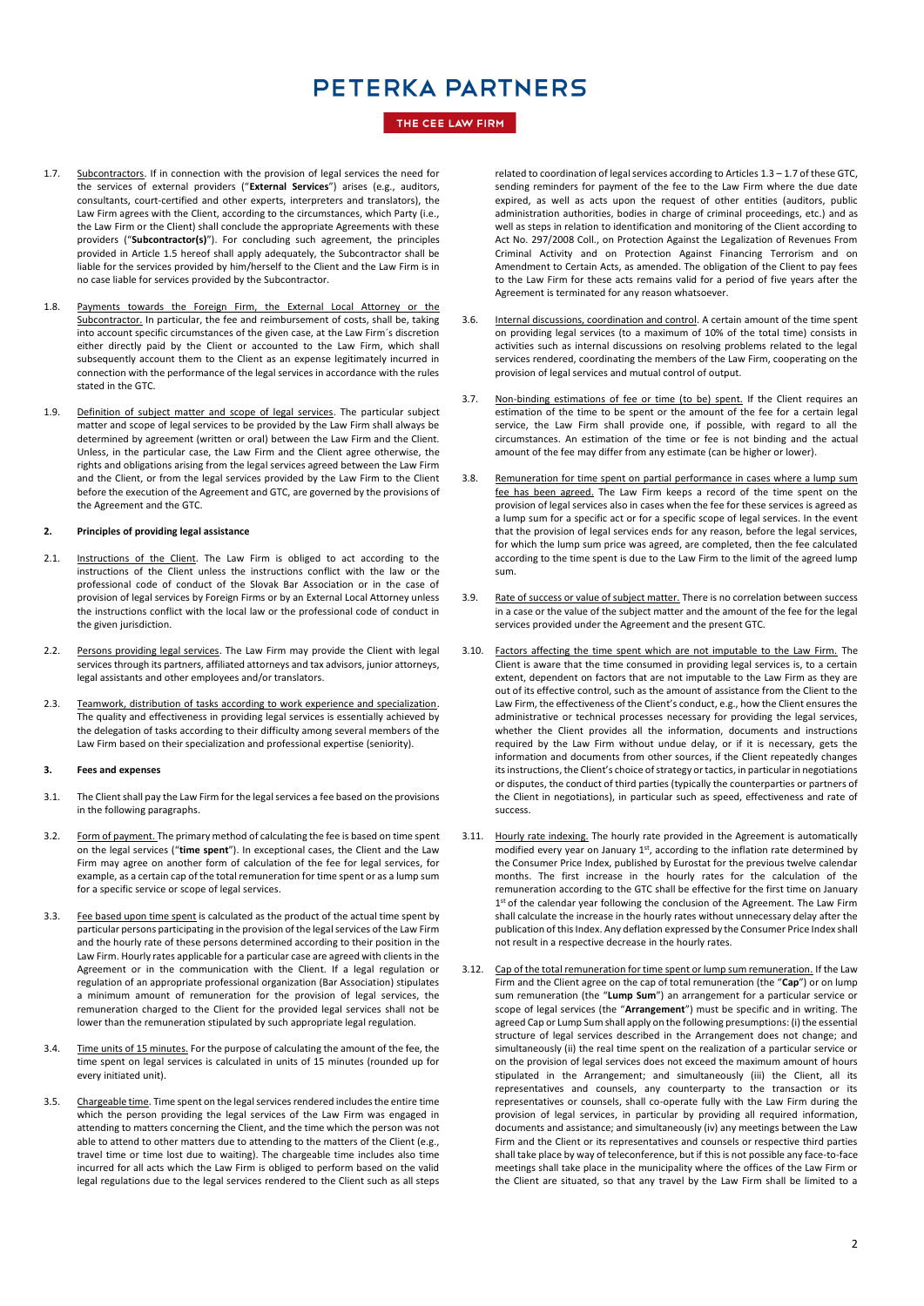1.7. Subcontractors. If in connection with the provision of legal services the need for the services of external providers ("**External Services**") arises (e.g., auditors, consultants, court-certified and other experts, interpreters and translators), the Law Firm agrees with the Client, according to the circumstances, which Party (i.e., the Law Firm or the Client) shall conclude the appropriate Agreements with these providers ("**Subcontractor(s)**"). For concluding such agreement, the principles provided in Article 1.5 hereof shall apply adequately, the Subcontractor shall be liable for the services provided by him/herself to the Client and the Law Firm is in no case liable for services provided by the Subcontractor.

1.8. Payments towards the Foreign Firm, the External Local Attorney or the Subcontractor. In particular, the fee and reimbursement of costs, shall be, taking into account specific circumstances of the given case, at the Law Firm´s discretion either directly paid by the Client or accounted to the Law Firm, which shall subsequently account them to the Client as an expense legitimately incurred in connection with the performance of the legal services in accordance with the rules stated in the GTC.

1.9. Definition of subject matter and scope of legal services. The particular subject matter and scope of legal services to be provided by the Law Firm shall always be determined by agreement (written or oral) between the Law Firm and the Client. Unless, in the particular case, the Law Firm and the Client agree otherwise, the rights and obligations arising from the legal services agreed between the Law Firm and the Client, or from the legal services provided by the Law Firm to the Client before the execution of the Agreement and GTC, are governed by the provisions of the Agreement and the GTC.

**2. Principles of providing legal assistance**

2.1. Instructions of the Client. The Law Firm is obliged to act according to the instructions of the Client unless the instructions conflict with the law or the professional code of conduct of the Slovak Bar Association or in the case of provision of legal services by Foreign Firms or by an External Local Attorney unless the instructions conflict with the local law or the professional code of conduct in the given jurisdiction.

2.2. Persons providing legal services. The Law Firm may provide the Client with legal services through its partners, affiliated attorneys and tax advisors, junior attorneys, legal assistants and other employees and/or translators.

2.3. Teamwork, distribution of tasks according to work experience and specialization. The quality and effectiveness in providing legal services is essentially achieved by the delegation of tasks according to their difficulty among several members of the Law Firm based on their specialization and professional expertise (seniority).

**3. Fees and expenses**

3.1. The Client shall pay the Law Firm for the legal services a fee based on the provisions in the following paragraphs.

3.2. Form of payment. The primary method of calculating the fee is based on time spent on the legal services ("**time spent**"). In exceptional cases, the Client and the Law Firm may agree on another form of calculation of the fee for legal services, for example, as a certain cap of the total remuneration for time spent or as a lump sum for a specific service or scope of legal services.

3.3. Fee based upon time spent is calculated as the product of the actual time spent by particular persons participating in the provision of the legal services of the Law Firm and the hourly rate of these persons determined according to their position in the Law Firm. Hourly rates applicable for a particular case are agreed with clients in the Agreement or in the communication with the Client. If a legal regulation or regulation of an appropriate professional organization (Bar Association) stipulates a minimum amount of remuneration for the provision of legal services, the remuneration charged to the Client for the provided legal services shall not be lower than the remuneration stipulated by such appropriate legal regulation.

3.4. Time units of 15 minutes. For the purpose of calculating the amount of the fee, the time spent on legal services is calculated in units of 15 minutes (rounded up for every initiated unit).

3.5. Chargeable time. Time spent on the legal services rendered includes the entire time which the person providing the legal services of the Law Firm was engaged in attending to matters concerning the Client, and the time which the person was not able to attend to other matters due to attending to the matters of the Client (e.g., travel time or time lost due to waiting). The chargeable time includes also time incurred for all acts which the Law Firm is obliged to perform based on the valid legal regulations due to the legal services rendered to the Client such as all steps related to coordination of legal services according to Articles 1.3 – 1.7 of these GTC, sending reminders for payment of the fee to the Law Firm where the due date expired, as well as acts upon the request of other entities (auditors, public administration authorities, bodies in charge of criminal proceedings, etc.) and as well as steps in relation to identification and monitoring of the Client according to Act No. 297/2008 Coll., on Protection Against the Legalization of Revenues From Criminal Activity and on Protection Against Financing Terrorism and on Amendment to Certain Acts, as amended. The obligation of the Client to pay fees to the Law Firm for these acts remains valid for a period of five years after the Agreement is terminated for any reason whatsoever.

3.6. Internal discussions, coordination and control. A certain amount of the time spent on providing legal services (to a maximum of 10% of the total time) consists in activities such as internal discussions on resolving problems related to the legal services rendered, coordinating the members of the Law Firm, cooperating on the provision of legal services and mutual control of output.

3.7. Non-binding estimations of fee or time (to be) spent. If the Client requires an estimation of the time to be spent or the amount of the fee for a certain legal service, the Law Firm shall provide one, if possible, with regard to all the circumstances. An estimation of the time or fee is not binding and the actual amount of the fee may differ from any estimate (can be higher or lower).

3.8. Remuneration for time spent on partial performance in cases where a lump sum fee has been agreed. The Law Firm keeps a record of the time spent on the provision of legal services also in cases when the fee for these services is agreed as a lump sum for a specific act or for a specific scope of legal services. In the event that the provision of legal services ends for any reason, before the legal services, for which the lump sum price was agreed, are completed, then the fee calculated according to the time spent is due to the Law Firm to the limit of the agreed lump sum.

3.9. Rate of success or value of subject matter. There is no correlation between success in a case or the value of the subject matter and the amount of the fee for the legal services provided under the Agreement and the present GTC.

3.10. Factors affecting the time spent which are not imputable to the Law Firm. The Client is aware that the time consumed in providing legal services is, to a certain extent, dependent on factors that are not imputable to the Law Firm as they are out of its effective control, such as the amount of assistance from the Client to the Law Firm, the effectiveness of the Client's conduct, e.g., how the Client ensures the administrative or technical processes necessary for providing the legal services, whether the Client provides all the information, documents and instructions required by the Law Firm without undue delay, or if it is necessary, gets the information and documents from other sources, if the Client repeatedly changes its instructions, the Client's choice of strategy or tactics, in particular in negotiations or disputes, the conduct of third parties (typically the counterparties or partners of the Client in negotiations), in particular such as speed, effectiveness and rate of success.

3.11. Hourly rate indexing. The hourly rate provided in the Agreement is automatically modified every year on January 1st, according to the inflation rate determined by the Consumer Price Index, published by Eurostat for the previous twelve calendar months. The first increase in the hourly rates for the calculation of the remuneration according to the GTC shall be effective for the first time on January 1st of the calendar year following the conclusion of the Agreement. The Law Firm shall calculate the increase in the hourly rates without unnecessary delay after the publication of this Index. Any deflation expressed by the Consumer Price Index shall not result in a respective decrease in the hourly rates.

3.12. Cap of the total remuneration for time spent or lump sum remuneration. If the Law Firm and the Client agree on the cap of total remuneration (the "**Cap**") or on lump sum remuneration (the "**Lump Sum**") an arrangement for a particular service or scope of legal services (the "**Arrangement**") must be specific and in writing. The agreed Cap or Lump Sum shall apply on the following presumptions: (i) the essential structure of legal services described in the Arrangement does not change; and simultaneously (ii) the real time spent on the realization of a particular service or on the provision of legal services does not exceed the maximum amount of hours stipulated in the Arrangement; and simultaneously (iii) the Client, all its representatives and counsels, any counterparty to the transaction or its representatives or counsels, shall co-operate fully with the Law Firm during the provision of legal services, in particular by providing all required information, documents and assistance; and simultaneously (iv) any meetings between the Law Firm and the Client or its representatives and counsels or respective third parties shall take place by way of teleconference, but if this is not possible any face-to-face meetings shall take place in the municipality where the offices of the Law Firm or the Client are situated, so that any travel by the Law Firm shall be limited to a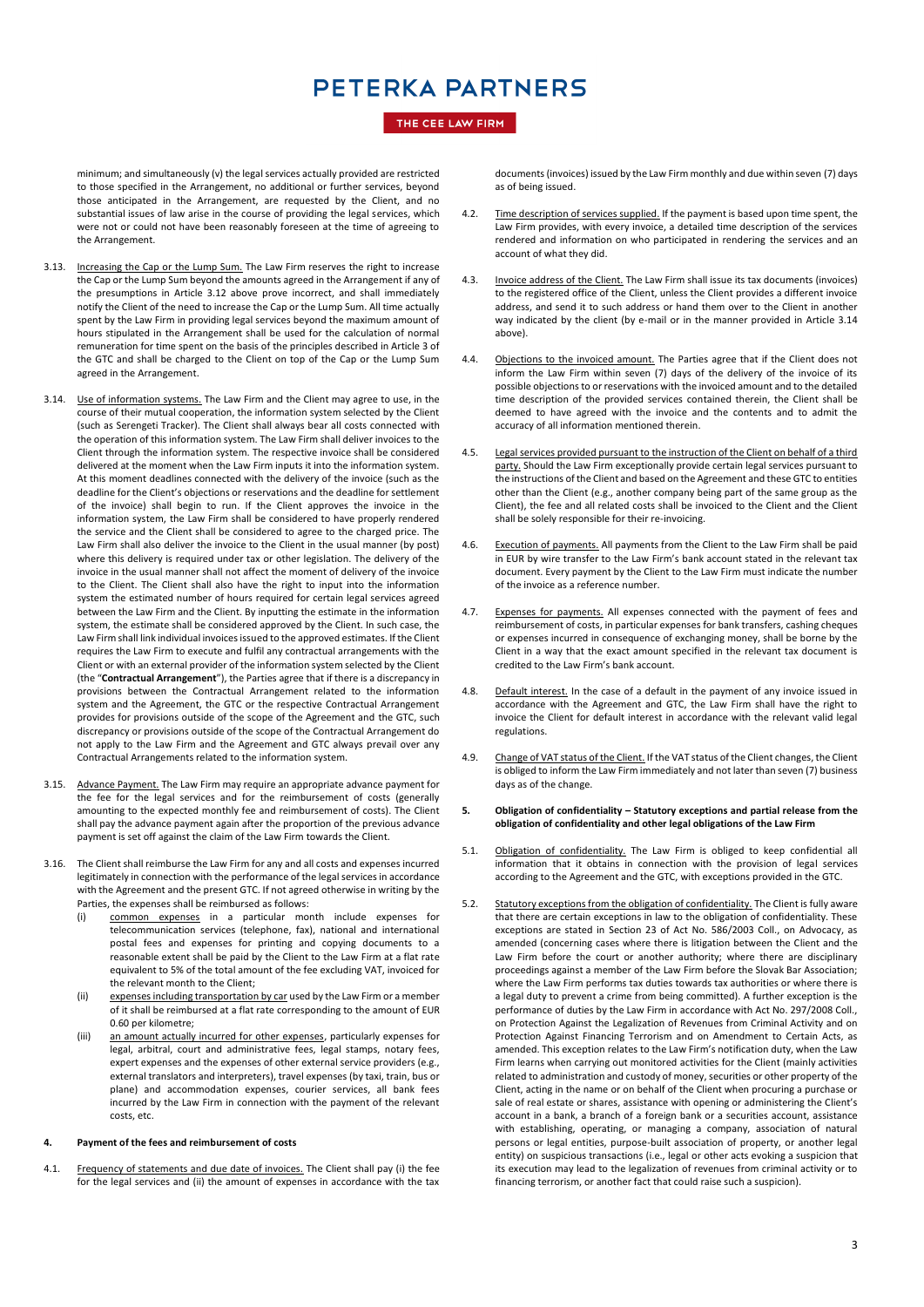minimum; and simultaneously (v) the legal services actually provided are restricted to those specified in the Arrangement, no additional or further services, beyond those anticipated in the Arrangement, are requested by the Client, and no substantial issues of law arise in the course of providing the legal services, which were not or could not have been reasonably foreseen at the time of agreeing to the Arrangement.

3.13. Increasing the Cap or the Lump Sum. The Law Firm reserves the right to increase the Cap or the Lump Sum beyond the amounts agreed in the Arrangement if any of the presumptions in Article 3.12 above prove incorrect, and shall immediately notify the Client of the need to increase the Cap or the Lump Sum. All time actually spent by the Law Firm in providing legal services beyond the maximum amount of hours stipulated in the Arrangement shall be used for the calculation of normal remuneration for time spent on the basis of the principles described in Article 3 of the GTC and shall be charged to the Client on top of the Cap or the Lump Sum agreed in the Arrangement.

3.14. Use of information systems. The Law Firm and the Client may agree to use, in the course of their mutual cooperation, the information system selected by the Client (such as Serengeti Tracker). The Client shall always bear all costs connected with the operation of this information system. The Law Firm shall deliver invoices to the Client through the information system. The respective invoice shall be considered delivered at the moment when the Law Firm inputs it into the information system. At this moment deadlines connected with the delivery of the invoice (such as the deadline for the Client's objections or reservations and the deadline for settlement of the invoice) shall begin to run. If the Client approves the invoice in the information system, the Law Firm shall be considered to have properly rendered the service and the Client shall be considered to agree to the charged price. The Law Firm shall also deliver the invoice to the Client in the usual manner (by post) where this delivery is required under tax or other legislation. The delivery of the invoice in the usual manner shall not affect the moment of delivery of the invoice to the Client. The Client shall also have the right to input into the information system the estimated number of hours required for certain legal services agreed between the Law Firm and the Client. By inputting the estimate in the information system, the estimate shall be considered approved by the Client. In such case, the Law Firm shall link individual invoices issued to the approved estimates. If the Client requires the Law Firm to execute and fulfil any contractual arrangements with the Client or with an external provider of the information system selected by the Client (the "**Contractual Arrangement**"), the Parties agree that if there is a discrepancy in provisions between the Contractual Arrangement related to the information system and the Agreement, the GTC or the respective Contractual Arrangement provides for provisions outside of the scope of the Agreement and the GTC, such discrepancy or provisions outside of the scope of the Contractual Arrangement do not apply to the Law Firm and the Agreement and GTC always prevail over any Contractual Arrangements related to the information system.

3.15. Advance Payment. The Law Firm may require an appropriate advance payment for the fee for the legal services and for the reimbursement of costs (generally amounting to the expected monthly fee and reimbursement of costs). The Client shall pay the advance payment again after the proportion of the previous advance payment is set off against the claim of the Law Firm towards the Client.

3.16. The Client shall reimburse the Law Firm for any and all costs and expenses incurred legitimately in connection with the performance of the legal services in accordance with the Agreement and the present GTC. If not agreed otherwise in writing by the Parties, the expenses shall be reimbursed as follows:

(i) common expenses in a particular month include expenses for telecommunication services (telephone, fax), national and international postal fees and expenses for printing and copying documents to a reasonable extent shall be paid by the Client to the Law Firm at a flat rate equivalent to 5% of the total amount of the fee excluding VAT, invoiced for the relevant month to the Client;

(ii) expenses including transportation by car used by the Law Firm or a member of it shall be reimbursed at a flat rate corresponding to the amount of EUR 0.60 per kilometre;

(iii) an amount actually incurred for other expenses, particularly expenses for legal, arbitral, court and administrative fees, legal stamps, notary fees, expert expenses and the expenses of other external service providers (e.g., external translators and interpreters), travel expenses (by taxi, train, bus or plane) and accommodation expenses, courier services, all bank fees incurred by the Law Firm in connection with the payment of the relevant costs, etc.

#### 4. Payment of the fees and reimbursement of costs

4.1. Frequency of statements and due date of invoices. The Client shall pay (i) the fee for the legal services and (ii) the amount of expenses in accordance with the tax documents (invoices) issued by the Law Firm monthly and due within seven (7) days as of being issued.

4.2. Time description of services supplied. If the payment is based upon time spent, the Law Firm provides, with every invoice, a detailed time description of the services rendered and information on who participated in rendering the services and an account of what they did.

4.3. Invoice address of the Client. The Law Firm shall issue its tax documents (invoices) to the registered office of the Client, unless the Client provides a different invoice address, and send it to such address or hand them over to the Client in another way indicated by the client (by e-mail or in the manner provided in Article 3.14 above).

4.4. Objections to the invoiced amount. The Parties agree that if the Client does not inform the Law Firm within seven (7) days of the delivery of the invoice of its possible objections to or reservations with the invoiced amount and to the detailed time description of the provided services contained therein, the Client shall be deemed to have agreed with the invoice and the contents and to admit the accuracy of all information mentioned therein.

4.5. Legal services provided pursuant to the instruction of the Client on behalf of a third party. Should the Law Firm exceptionally provide certain legal services pursuant to the instructions of the Client and based on the Agreement and these GTC to entities other than the Client (e.g., another company being part of the same group as the Client), the fee and all related costs shall be invoiced to the Client and the Client shall be solely responsible for their re-invoicing.

4.6. Execution of payments. All payments from the Client to the Law Firm shall be paid in EUR by wire transfer to the Law Firm's bank account stated in the relevant tax document. Every payment by the Client to the Law Firm must indicate the number of the invoice as a reference number.

4.7. Expenses for payments. All expenses connected with the payment of fees and reimbursement of costs, in particular expenses for bank transfers, cashing cheques or expenses incurred in consequence of exchanging money, shall be borne by the Client in a way that the exact amount specified in the relevant tax document is credited to the Law Firm's bank account.

4.8. Default interest. In the case of a default in the payment of any invoice issued in accordance with the Agreement and GTC, the Law Firm shall have the right to invoice the Client for default interest in accordance with the relevant valid legal regulations.

4.9. Change of VAT status of the Client. If the VAT status of the Client changes, the Client is obliged to inform the Law Firm immediately and not later than seven (7) business days as of the change.

#### 5. Obligation of confidentiality – Statutory exceptions and partial release from the obligation of confidentiality and other legal obligations of the Law Firm

5.1. Obligation of confidentiality. The Law Firm is obliged to keep confidential all information that it obtains in connection with the provision of legal services according to the Agreement and the GTC, with exceptions provided in the GTC.

5.2. Statutory exceptions from the obligation of confidentiality. The Client is fully aware that there are certain exceptions in law to the obligation of confidentiality. These exceptions are stated in Section 23 of Act No. 586/2003 Coll., on Advocacy, as amended (concerning cases where there is litigation between the Client and the Law Firm before the court or another authority; where there are disciplinary proceedings against a member of the Law Firm before the Slovak Bar Association; where the Law Firm performs tax duties towards tax authorities or where there is a legal duty to prevent a crime from being committed). A further exception is the performance of duties by the Law Firm in accordance with Act No. 297/2008 Coll., on Protection Against the Legalization of Revenues from Criminal Activity and on Protection Against Financing Terrorism and on Amendment to Certain Acts, as amended. This exception relates to the Law Firm's notification duty, when the Law Firm learns when carrying out monitored activities for the Client (mainly activities related to administration and custody of money, securities or other property of the Client, acting in the name or on behalf of the Client when procuring a purchase or sale of real estate or shares, assistance with opening or administering the Client's account in a bank, a branch of a foreign bank or a securities account, assistance with establishing, operating, or managing a company, association of natural persons or legal entities, purpose-built association of property, or another legal entity) on suspicious transactions (i.e., legal or other acts evoking a suspicion that its execution may lead to the legalization of revenues from criminal activity or to financing terrorism, or another fact that could raise such a suspicion).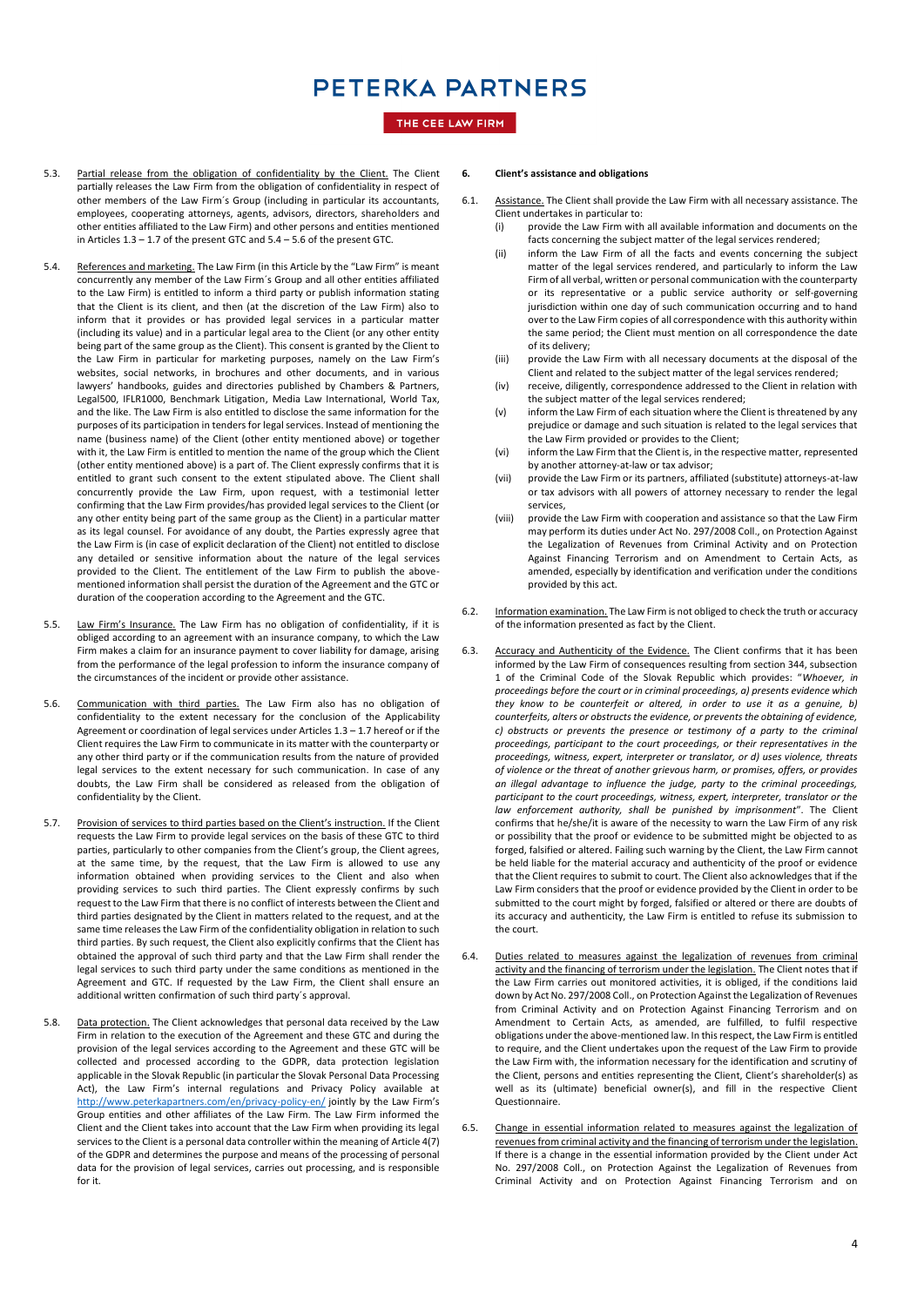5.3. <u>Partial release from the obligation of confidentiality by the Client.</u> The Client partially releases the Law Firm from the obligation of confidentiality in respect of other members of the Law Firm´s Group (including in particular its accountants, employees, cooperating attorneys, agents, advisors, directors, shareholders and other entities affiliated to the Law Firm) and other persons and entities mentioned in Articles 1.3 – 1.7 of the present GTC and 5.4 – 5.6 of the present GTC.

5.4. <u>References and marketing.</u> The Law Firm (in this Article by the "Law Firm" is meant concurrently any member of the Law Firm´s Group and all other entities affiliated to the Law Firm) is entitled to inform a third party or publish information stating that the Client is its client, and then (at the discretion of the Law Firm) also to inform that it provides or has provided legal services in a particular matter (including its value) and in a particular legal area to the Client (or any other entity being part of the same group as the Client). This consent is granted by the Client to the Law Firm in particular for marketing purposes, namely on the Law Firm's websites, social networks, in brochures and other documents, and in various lawyers' handbooks, guides and directories published by Chambers & Partners, Legal500, IFLR1000, Benchmark Litigation, Media Law International, World Tax, and the like. The Law Firm is also entitled to disclose the same information for the purposes of its participation in tenders for legal services. Instead of mentioning the name (business name) of the Client (other entity mentioned above) or together with it, the Law Firm is entitled to mention the name of the group which the Client (other entity mentioned above) is a part of. The Client expressly confirms that it is entitled to grant such consent to the extent stipulated above. The Client shall concurrently provide the Law Firm, upon request, with a testimonial letter confirming that the Law Firm provides/has provided legal services to the Client (or any other entity being part of the same group as the Client) in a particular matter as its legal counsel. For avoidance of any doubt, the Parties expressly agree that the Law Firm is (in case of explicit declaration of the Client) not entitled to disclose any detailed or sensitive information about the nature of the legal services provided to the Client. The entitlement of the Law Firm to publish the above-mentioned information shall persist the duration of the Agreement and the GTC or duration of the cooperation according to the Agreement and the GTC.

5.5. <u>Law Firm's Insurance.</u> The Law Firm has no obligation of confidentiality, if it is obliged according to an agreement with an insurance company, to which the Law Firm makes a claim for an insurance payment to cover liability for damage, arising from the performance of the legal profession to inform the insurance company of the circumstances of the incident or provide other assistance.

5.6. <u>Communication with third parties.</u> The Law Firm also has no obligation of confidentiality to the extent necessary for the conclusion of the Applicability Agreement or coordination of legal services under Articles 1.3 – 1.7 hereof or if the Client requires the Law Firm to communicate in its matter with the counterparty or any other third party or if the communication results from the nature of provided legal services to the extent necessary for such communication. In case of any doubts, the Law Firm shall be considered as released from the obligation of confidentiality by the Client.

5.7. <u>Provision of services to third parties based on the Client's instruction.</u> If the Client requests the Law Firm to provide legal services on the basis of these GTC to third parties, particularly to other companies from the Client's group, the Client agrees, at the same time, by the request, that the Law Firm is allowed to use any information obtained when providing services to the Client and also when providing services to such third parties. The Client expressly confirms by such request to the Law Firm that there is no conflict of interests between the Client and third parties designated by the Client in matters related to the request, and at the same time releases the Law Firm of the confidentiality obligation in relation to such third parties. By such request, the Client also explicitly confirms that the Client has obtained the approval of such third party and that the Law Firm shall render the legal services to such third party under the same conditions as mentioned in the Agreement and GTC. If requested by the Law Firm, the Client shall ensure an additional written confirmation of such third party´s approval.

5.8. <u>Data protection.</u> The Client acknowledges that personal data received by the Law Firm in relation to the execution of the Agreement and these GTC and during the provision of the legal services according to the Agreement and these GTC will be collected and processed according to the GDPR, data protection legislation applicable in the Slovak Republic (in particular the Slovak Personal Data Processing Act), the Law Firm's internal regulations and Privacy Policy available at http://www.peterkapartners.com/en/privacy-policy-en/ jointly by the Law Firm's Group entities and other affiliates of the Law Firm. The Law Firm informed the Client and the Client takes into account that the Law Firm when providing its legal services to the Client is a personal data controller within the meaning of Article 4(7) of the GDPR and determines the purpose and means of the processing of personal data for the provision of legal services, carries out processing, and is responsible for it.

**6. Client's assistance and obligations**

6.1. <u>Assistance.</u> The Client shall provide the Law Firm with all necessary assistance. The Client undertakes in particular to:

(i) provide the Law Firm with all available information and documents on the facts concerning the subject matter of the legal services rendered;

(ii) inform the Law Firm of all the facts and events concerning the subject matter of the legal services rendered, and particularly to inform the Law Firm of all verbal, written or personal communication with the counterparty or its representative or a public service authority or self-governing jurisdiction within one day of such communication occurring and to hand over to the Law Firm copies of all correspondence with this authority within the same period; the Client must mention on all correspondence the date of its delivery;

(iii) provide the Law Firm with all necessary documents at the disposal of the Client and related to the subject matter of the legal services rendered;

(iv) receive, diligently, correspondence addressed to the Client in relation with the subject matter of the legal services rendered;

(v) inform the Law Firm of each situation where the Client is threatened by any prejudice or damage and such situation is related to the legal services that the Law Firm provided or provides to the Client;

(vi) inform the Law Firm that the Client is, in the respective matter, represented by another attorney-at-law or tax advisor;

(vii) provide the Law Firm or its partners, affiliated (substitute) attorneys-at-law or tax advisors with all powers of attorney necessary to render the legal services,

(viii) provide the Law Firm with cooperation and assistance so that the Law Firm may perform its duties under Act No. 297/2008 Coll., on Protection Against the Legalization of Revenues from Criminal Activity and on Protection Against Financing Terrorism and on Amendment to Certain Acts, as amended, especially by identification and verification under the conditions provided by this act.

6.2. <u>Information examination.</u> The Law Firm is not obliged to check the truth or accuracy of the information presented as fact by the Client.

6.3. <u>Accuracy and Authenticity of the Evidence.</u> The Client confirms that it has been informed by the Law Firm of consequences resulting from section 344, subsection 1 of the Criminal Code of the Slovak Republic which provides: "*Whoever, in proceedings before the court or in criminal proceedings, a) presents evidence which they know to be counterfeit or altered, in order to use it as a genuine, b) counterfeits, alters or obstructs the evidence, or prevents the obtaining of evidence, c) obstructs or prevents the presence or testimony of a party to the criminal proceedings, participant to the court proceedings, or their representatives in the proceedings, witness, expert, interpreter or translator, or d) uses violence, threats of violence or the threat of another grievous harm, or promises, offers, or provides an illegal advantage to influence the judge, party to the criminal proceedings, participant to the court proceedings, witness, expert, interpreter, translator or the law enforcement authority, shall be punished by imprisonment*". The Client confirms that he/she/it is aware of the necessity to warn the Law Firm of any risk or possibility that the proof or evidence to be submitted might be objected to as forged, falsified or altered. Failing such warning by the Client, the Law Firm cannot be held liable for the material accuracy and authenticity of the proof or evidence that the Client requires to submit to court. The Client also acknowledges that if the Law Firm considers that the proof or evidence provided by the Client in order to be submitted to the court might by forged, falsified or altered or there are doubts of its accuracy and authenticity, the Law Firm is entitled to refuse its submission to the court.

6.4. <u>Duties related to measures against the legalization of revenues from criminal activity and the financing of terrorism under the legislation.</u> The Client notes that if the Law Firm carries out monitored activities, it is obliged, if the conditions laid down by Act No. 297/2008 Coll., on Protection Against the Legalization of Revenues from Criminal Activity and on Protection Against Financing Terrorism and on Amendment to Certain Acts, as amended, are fulfilled, to fulfil respective obligations under the above-mentioned law. In this respect, the Law Firm is entitled to require, and the Client undertakes upon the request of the Law Firm to provide the Law Firm with, the information necessary for the identification and scrutiny of the Client, persons and entities representing the Client, Client's shareholder(s) as well as its (ultimate) beneficial owner(s), and fill in the respective Client Questionnaire.

6.5. <u>Change in essential information related to measures against the legalization of revenues from criminal activity and the financing of terrorism under the legislation.</u> If there is a change in the essential information provided by the Client under Act No. 297/2008 Coll., on Protection Against the Legalization of Revenues from Criminal Activity and on Protection Against Financing Terrorism and on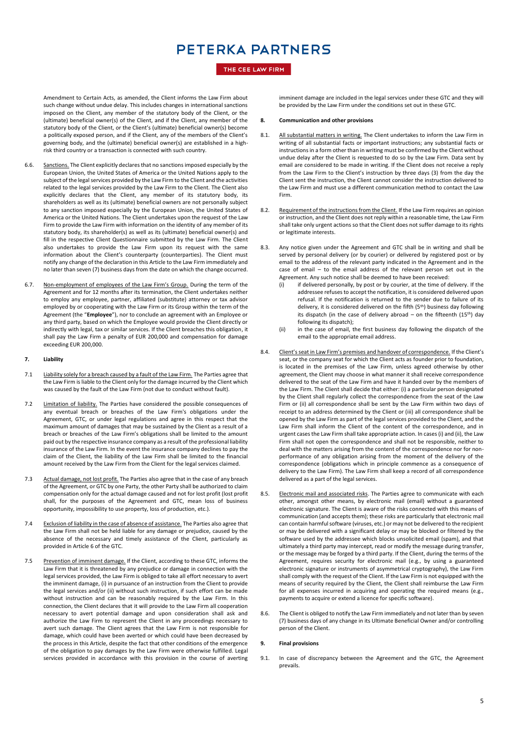Amendment to Certain Acts, as amended, the Client informs the Law Firm about such change without undue delay. This includes changes in international sanctions imposed on the Client, any member of the statutory body of the Client, or the (ultimate) beneficial owner(s) of the Client, and if the Client, any member of the statutory body of the Client, or the Client's (ultimate) beneficial owner(s) become a politically exposed person, and if the Client, any of the members of the Client's governing body, and the (ultimate) beneficial owner(s) are established in a high-risk third country or a transaction is connected with such country.

6.6. Sanctions. The Client explicitly declares that no sanctions imposed especially by the European Union, the United States of America or the United Nations apply to the subject of the legal services provided by the Law Firm to the Client and the activities related to the legal services provided by the Law Firm to the Client. The Client also explicitly declares that the Client, any member of its statutory body, its shareholders as well as its (ultimate) beneficial owners are not personally subject to any sanction imposed especially by the European Union, the United States of America or the United Nations. The Client undertakes upon the request of the Law Firm to provide the Law Firm with information on the identity of any member of its statutory body, its shareholder(s) as well as its (ultimate) beneficial owner(s) and fill in the respective Client Questionnaire submitted by the Law Firm. The Client also undertakes to provide the Law Firm upon its request with the same information about the Client's counterparty (counterparties). The Client must notify any change of the declaration in this Article to the Law Firm immediately and no later than seven (7) business days from the date on which the change occurred.

6.7. Non-employment of employees of the Law Firm's Group. During the term of the Agreement and for 12 months after its termination, the Client undertakes neither to employ any employee, partner, affiliated (substitute) attorney or tax advisor employed by or cooperating with the Law Firm or its Group within the term of the Agreement (the "**Employee**"), nor to conclude an agreement with an Employee or any third party, based on which the Employee would provide the Client directly or indirectly with legal, tax or similar services. If the Client breaches this obligation, it shall pay the Law Firm a penalty of EUR 200,000 and compensation for damage exceeding EUR 200,000.

**7. Liability**

7.1 Liability solely for a breach caused by a fault of the Law Firm. The Parties agree that the Law Firm is liable to the Client only for the damage incurred by the Client which was caused by the fault of the Law Firm (not due to conduct without fault).

7.2 Limitation of liability. The Parties have considered the possible consequences of any eventual breach or breaches of the Law Firm's obligations under the Agreement, GTC, or under legal regulations and agree in this respect that the maximum amount of damages that may be sustained by the Client as a result of a breach or breaches of the Law Firm's obligations shall be limited to the amount paid out by the respective insurance company as a result of the professional liability insurance of the Law Firm. In the event the insurance company declines to pay the claim of the Client, the liability of the Law Firm shall be limited to the financial amount received by the Law Firm from the Client for the legal services claimed.

7.3 Actual damage, not lost profit. The Parties also agree that in the case of any breach of the Agreement, or GTC by one Party, the other Party shall be authorized to claim compensation only for the actual damage caused and not for lost profit (lost profit shall, for the purposes of the Agreement and GTC, mean loss of business opportunity, impossibility to use property, loss of production, etc.).

7.4 Exclusion of liability in the case of absence of assistance. The Parties also agree that the Law Firm shall not be held liable for any damage or prejudice, caused by the absence of the necessary and timely assistance of the Client, particularly as provided in Article 6 of the GTC.

7.5 Prevention of imminent damage. If the Client, according to these GTC, informs the Law Firm that it is threatened by any prejudice or damage in connection with the legal services provided, the Law Firm is obliged to take all effort necessary to avert the imminent damage, (i) in pursuance of an instruction from the Client to provide the legal services and/or (ii) without such instruction, if such effort can be made without instruction and can be reasonably required by the Law Firm. In this connection, the Client declares that it will provide to the Law Firm all cooperation necessary to avert potential damage and upon consideration shall ask and authorize the Law Firm to represent the Client in any proceedings necessary to avert such damage. The Client agrees that the Law Firm is not responsible for damage, which could have been averted or which could have been decreased by the process in this Article, despite the fact that other conditions of the emergence of the obligation to pay damages by the Law Firm were otherwise fulfilled. Legal services provided in accordance with this provision in the course of averting imminent damage are included in the legal services under these GTC and they will be provided by the Law Firm under the conditions set out in these GTC.

**8. Communication and other provisions**

8.1. All substantial matters in writing. The Client undertakes to inform the Law Firm in writing of all substantial facts or important instructions; any substantial facts or instructions in a form other than in writing must be confirmed by the Client without undue delay after the Client is requested to do so by the Law Firm. Data sent by email are considered to be made in writing. If the Client does not receive a reply from the Law Firm to the Client's instruction by three days (3) from the day the Client sent the instruction, the Client cannot consider the instruction delivered to the Law Firm and must use a different communication method to contact the Law Firm.

8.2. Requirement of the instructions from the Client. If the Law Firm requires an opinion or instruction, and the Client does not reply within a reasonable time, the Law Firm shall take only urgent actions so that the Client does not suffer damage to its rights or legitimate interests.

8.3. Any notice given under the Agreement and GTC shall be in writing and shall be served by personal delivery (or by courier) or delivered by registered post or by email to the address of the relevant party indicated in the Agreement and in the case of email – to the email address of the relevant person set out in the Agreement. Any such notice shall be deemed to have been received:

(i) if delivered personally, by post or by courier, at the time of delivery. If the addressee refuses to accept the notification, it is considered delivered upon refusal. If the notification is returned to the sender due to failure of its delivery, it is considered delivered on the fifth (5th) business day following its dispatch (in the case of delivery abroad – on the fifteenth (15th) day following its dispatch);

(ii) in the case of email, the first business day following the dispatch of the email to the appropriate email address.

8.4. Client's seat in Law Firm's premises and handover of correspondence. If the Client's seat, or the company seat for which the Client acts as founder prior to foundation, is located in the premises of the Law Firm, unless agreed otherwise by other agreement, the Client may choose in what manner it shall receive correspondence delivered to the seat of the Law Firm and have it handed over by the members of the Law Firm. The Client shall decide that either: (i) a particular person designated by the Client shall regularly collect the correspondence from the seat of the Law Firm or (ii) all correspondence shall be sent by the Law Firm within two days of receipt to an address determined by the Client or (iii) all correspondence shall be opened by the Law Firm as part of the legal services provided to the Client, and the Law Firm shall inform the Client of the content of the correspondence, and in urgent cases the Law Firm shall take appropriate action. In cases (i) and (ii), the Law Firm shall not open the correspondence and shall not be responsible, neither to deal with the matters arising from the content of the correspondence nor for non-performance of any obligation arising from the moment of the delivery of the correspondence (obligations which in principle commence as a consequence of delivery to the Law Firm). The Law Firm shall keep a record of all correspondence delivered as a part of the legal services.

8.5. Electronic mail and associated risks. The Parties agree to communicate with each other, amongst other means, by electronic mail (email) without a guaranteed electronic signature. The Client is aware of the risks connected with this means of communication (and accepts them); these risks are particularly that electronic mail can contain harmful software (viruses, etc.) or may not be delivered to the recipient or may be delivered with a significant delay or may be blocked or filtered by the software used by the addressee which blocks unsolicited email (spam), and that ultimately a third party may intercept, read or modify the message during transfer, or the message may be forged by a third party. If the Client, during the terms of the Agreement, requires security for electronic mail (e.g., by using a guaranteed electronic signature or instruments of asymmetrical cryptography), the Law Firm shall comply with the request of the Client. If the Law Firm is not equipped with the means of security required by the Client, the Client shall reimburse the Law Firm for all expenses incurred in acquiring and operating the required means (e.g., payments to acquire or extend a licence for specific software).

8.6. The Client is obliged to notify the Law Firm immediately and not later than by seven (7) business days of any change in its Ultimate Beneficial Owner and/or controlling person of the Client.

**9. Final provisions**

9.1. In case of discrepancy between the Agreement and the GTC, the Agreement prevails.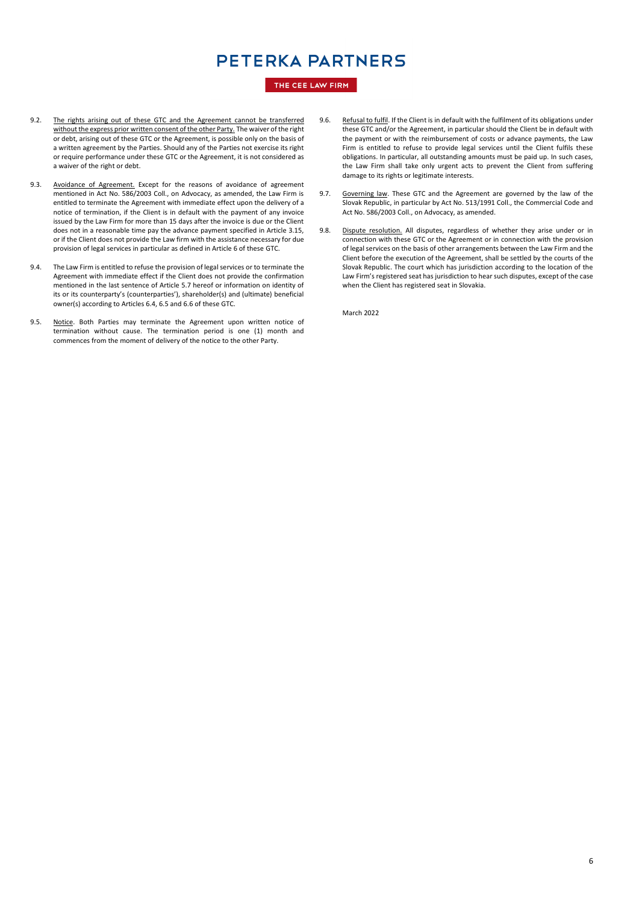9.2. The rights arising out of these GTC and the Agreement cannot be transferred without the express prior written consent of the other Party. The waiver of the right or debt, arising out of these GTC or the Agreement, is possible only on the basis of a written agreement by the Parties. Should any of the Parties not exercise its right or require performance under these GTC or the Agreement, it is not considered as a waiver of the right or debt.

9.3. Avoidance of Agreement. Except for the reasons of avoidance of agreement mentioned in Act No. 586/2003 Coll., on Advocacy, as amended, the Law Firm is entitled to terminate the Agreement with immediate effect upon the delivery of a notice of termination, if the Client is in default with the payment of any invoice issued by the Law Firm for more than 15 days after the invoice is due or the Client does not in a reasonable time pay the advance payment specified in Article 3.15, or if the Client does not provide the Law firm with the assistance necessary for due provision of legal services in particular as defined in Article 6 of these GTC.

9.4. The Law Firm is entitled to refuse the provision of legal services or to terminate the Agreement with immediate effect if the Client does not provide the confirmation mentioned in the last sentence of Article 5.7 hereof or information on identity of its or its counterparty's (counterparties'), shareholder(s) and (ultimate) beneficial owner(s) according to Articles 6.4, 6.5 and 6.6 of these GTC.

9.5. Notice. Both Parties may terminate the Agreement upon written notice of termination without cause. The termination period is one (1) month and commences from the moment of delivery of the notice to the other Party.

9.6. Refusal to fulfil. If the Client is in default with the fulfilment of its obligations under these GTC and/or the Agreement, in particular should the Client be in default with the payment or with the reimbursement of costs or advance payments, the Law Firm is entitled to refuse to provide legal services until the Client fulfils these obligations. In particular, all outstanding amounts must be paid up. In such cases, the Law Firm shall take only urgent acts to prevent the Client from suffering damage to its rights or legitimate interests.

9.7. Governing law. These GTC and the Agreement are governed by the law of the Slovak Republic, in particular by Act No. 513/1991 Coll., the Commercial Code and Act No. 586/2003 Coll., on Advocacy, as amended.

9.8. Dispute resolution. All disputes, regardless of whether they arise under or in connection with these GTC or the Agreement or in connection with the provision of legal services on the basis of other arrangements between the Law Firm and the Client before the execution of the Agreement, shall be settled by the courts of the Slovak Republic. The court which has jurisdiction according to the location of the Law Firm's registered seat has jurisdiction to hear such disputes, except of the case when the Client has registered seat in Slovakia.

March 2022